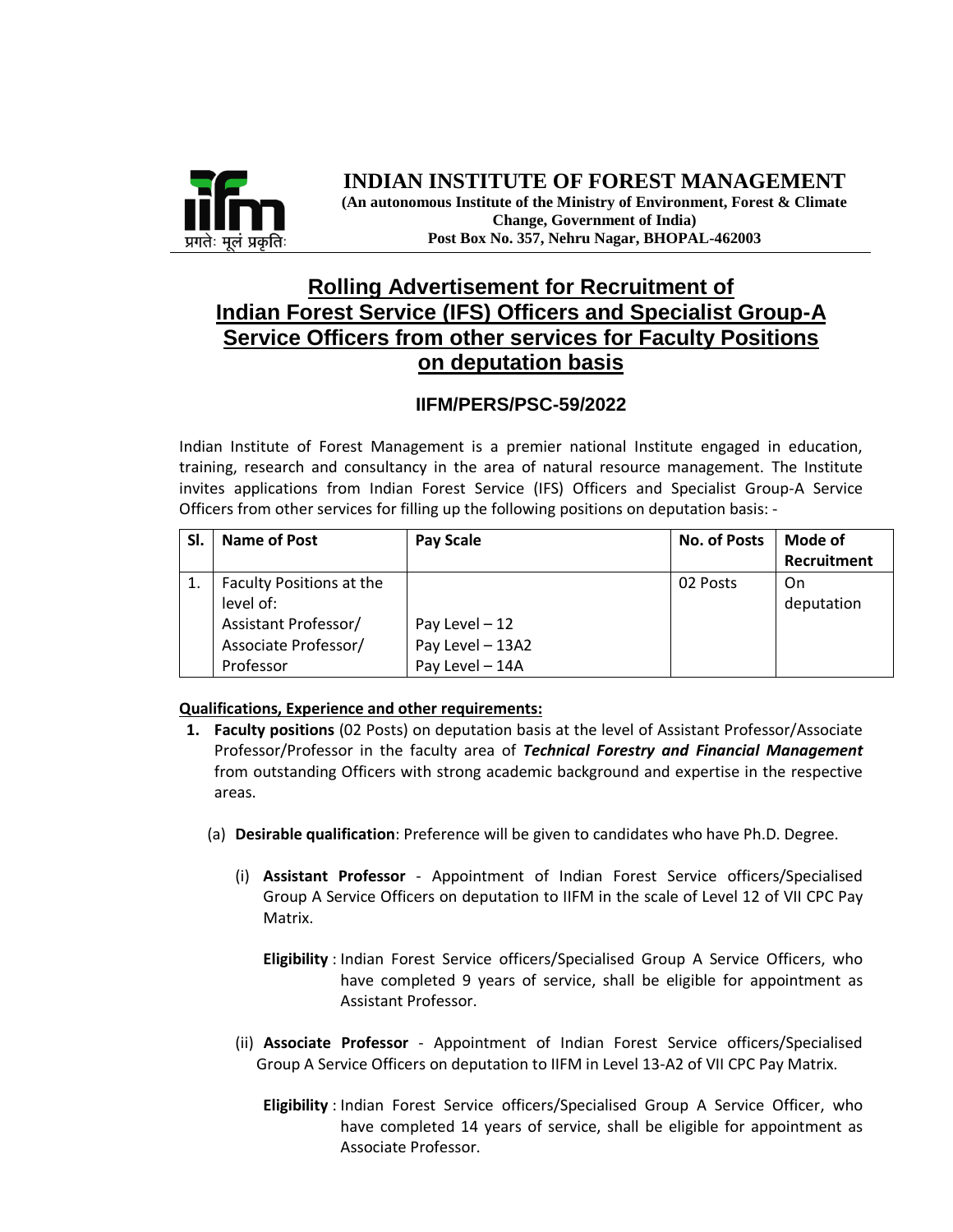# INDIAN INSTITUTE OF FOREST MANAGEMENT

**(An autonomous Institute of the Ministry of Environment, Forest & Climate Change, Government of India)**
**Post Box No. 357, Nehru Nagar, BHOPAL-462003**

प्रगतेः मूलं प्रकृतिः

## Rolling Advertisement for Recruitment of Indian Forest Service (IFS) Officers and Specialist Group-A Service Officers from other services for Faculty Positions on deputation basis

### IIFM/PERS/PSC-59/2022

Indian Institute of Forest Management is a premier national Institute engaged in education, training, research and consultancy in the area of natural resource management. The Institute invites applications from Indian Forest Service (IFS) Officers and Specialist Group-A Service Officers from other services for filling up the following positions on deputation basis: -

| Sl. | Name of Post | Pay Scale | No. of Posts | Mode of Recruitment |
|---|---|---|---|---|
| 1. | Faculty Positions at the level of:<br>Assistant Professor/<br>Associate Professor/<br>Professor | <br><br>Pay Level – 12<br>Pay Level – 13A2<br>Pay Level – 14A | 02 Posts | On deputation |

**Qualifications, Experience and other requirements:**

1. **Faculty positions** (02 Posts) on deputation basis at the level of Assistant Professor/Associate Professor/Professor in the faculty area of ***Technical Forestry and Financial Management*** from outstanding Officers with strong academic background and expertise in the respective areas.

   (a) **Desirable qualification**: Preference will be given to candidates who have Ph.D. Degree.

   (i) **Assistant Professor** - Appointment of Indian Forest Service officers/Specialised Group A Service Officers on deputation to IIFM in the scale of Level 12 of VII CPC Pay Matrix.

   **Eligibility** : Indian Forest Service officers/Specialised Group A Service Officers, who have completed 9 years of service, shall be eligible for appointment as Assistant Professor.

   (ii) **Associate Professor** - Appointment of Indian Forest Service officers/Specialised Group A Service Officers on deputation to IIFM in Level 13-A2 of VII CPC Pay Matrix.

   **Eligibility** : Indian Forest Service officers/Specialised Group A Service Officer, who have completed 14 years of service, shall be eligible for appointment as Associate Professor.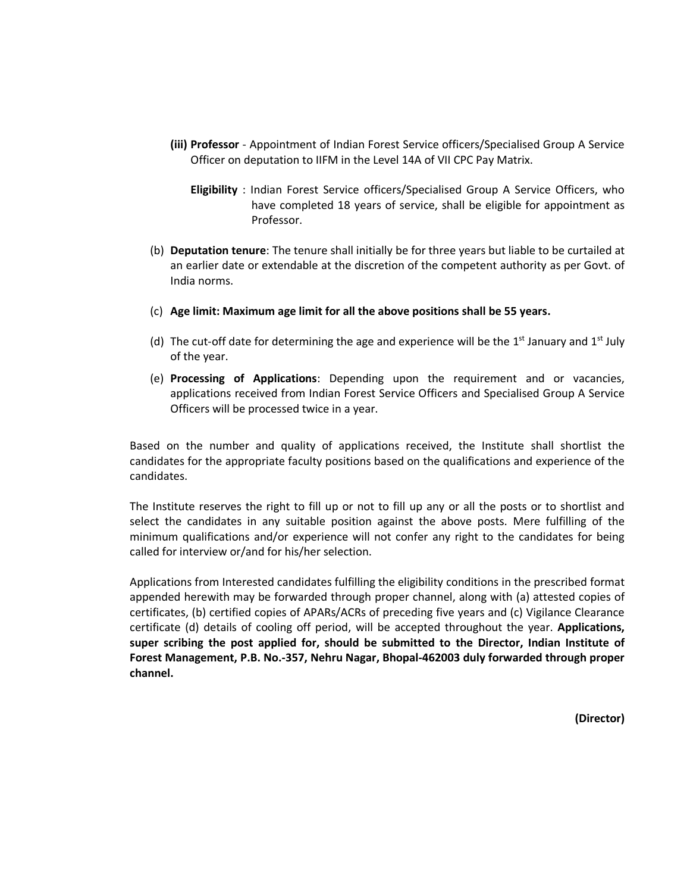**(iii) Professor** - Appointment of Indian Forest Service officers/Specialised Group A Service Officer on deputation to IIFM in the Level 14A of VII CPC Pay Matrix.

**Eligibility** : Indian Forest Service officers/Specialised Group A Service Officers, who have completed 18 years of service, shall be eligible for appointment as Professor.

(b) **Deputation tenure**: The tenure shall initially be for three years but liable to be curtailed at an earlier date or extendable at the discretion of the competent authority as per Govt. of India norms.

(c) **Age limit: Maximum age limit for all the above positions shall be 55 years.**

(d) The cut-off date for determining the age and experience will be the 1st January and 1st July of the year.

(e) **Processing of Applications**: Depending upon the requirement and or vacancies, applications received from Indian Forest Service Officers and Specialised Group A Service Officers will be processed twice in a year.

Based on the number and quality of applications received, the Institute shall shortlist the candidates for the appropriate faculty positions based on the qualifications and experience of the candidates.

The Institute reserves the right to fill up or not to fill up any or all the posts or to shortlist and select the candidates in any suitable position against the above posts. Mere fulfilling of the minimum qualifications and/or experience will not confer any right to the candidates for being called for interview or/and for his/her selection.

Applications from Interested candidates fulfilling the eligibility conditions in the prescribed format appended herewith may be forwarded through proper channel, along with (a) attested copies of certificates, (b) certified copies of APARs/ACRs of preceding five years and (c) Vigilance Clearance certificate (d) details of cooling off period, will be accepted throughout the year. **Applications, super scribing the post applied for, should be submitted to the Director, Indian Institute of Forest Management, P.B. No.-357, Nehru Nagar, Bhopal-462003 duly forwarded through proper channel.**

**(Director)**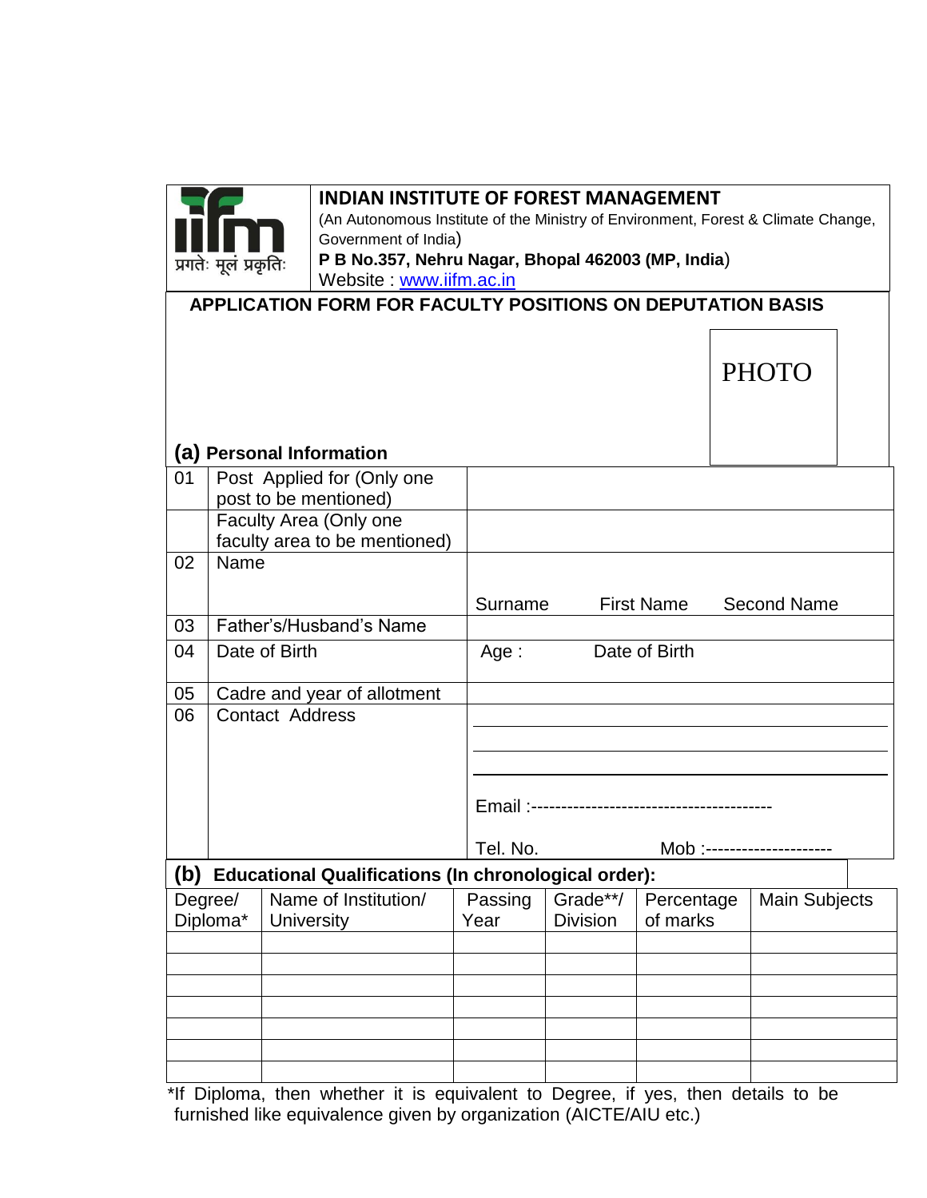iifm
प्रगतेः मूलं प्रकृतिः

# INDIAN INSTITUTE OF FOREST MANAGEMENT

(An Autonomous Institute of the Ministry of Environment, Forest & Climate Change, Government of India)

**P B No.357, Nehru Nagar, Bhopal 462003 (MP, India)**

Website : [www.iifm.ac.in](http://www.iifm.ac.in)

## APPLICATION FORM FOR FACULTY POSITIONS ON DEPUTATION BASIS

PHOTO

### (a) Personal Information

| | | |
|---|---|---|
| 01 | Post Applied for (Only one post to be mentioned) | |
| | Faculty Area (Only one faculty area to be mentioned) | |
| 02 | Name | Surname First Name Second Name |
| 03 | Father's/Husband's Name | |
| 04 | Date of Birth | Age : Date of Birth |
| 05 | Cadre and year of allotment | |
| 06 | Contact Address | ________________<br>________________<br>________________<br>Email :----------------------------------------<br>Tel. No. Mob :--------------------- |

### (b) Educational Qualifications (In chronological order):

| Degree/ Diploma* | Name of Institution/ University | Passing Year | Grade**/ Division | Percentage of marks | Main Subjects |
|---|---|---|---|---|---|
| | | | | | |
| | | | | | |
| | | | | | |
| | | | | | |
| | | | | | |
| | | | | | |
| | | | | | |

*If Diploma, then whether it is equivalent to Degree, if yes, then details to be furnished like equivalence given by organization (AICTE/AIU etc.)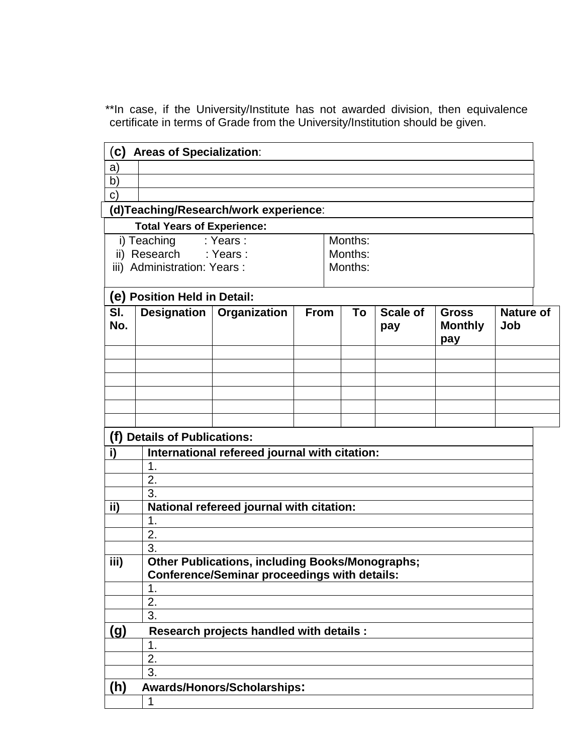**In case, if the University/Institute has not awarded division, then equivalence certificate in terms of Grade from the University/Institution should be given.

| **(c) Areas of Specialization**: | |
|---|---|
| a) | |
| b) | |
| c) | |

**(d)Teaching/Research/work experience**:

**Total Years of Experience:**

| | |
|---|---|
| i) Teaching : Years : | Months: |
| ii) Research : Years : | Months: |
| iii) Administration: Years : | Months: |

**(e) Position Held in Detail:**

| Sl. No. | Designation | Organization | From | To | Scale of pay | Gross Monthly pay | Nature of Job |
|---|---|---|---|---|---|---|---|
| | | | | | | | |
| | | | | | | | |
| | | | | | | | |
| | | | | | | | |
| | | | | | | | |
| | | | | | | | |

| **(f) Details of Publications:** | |
|---|---|
| **i)** | **International refereed journal with citation:** |
| | 1. |
| | 2. |
| | 3. |
| **ii)** | **National refereed journal with citation:** |
| | 1. |
| | 2. |
| | 3. |
| **iii)** | **Other Publications, including Books/Monographs; Conference/Seminar proceedings with details:** |
| | 1. |
| | 2. |
| | 3. |
| **(g)** | **Research projects handled with details :** |
| | 1. |
| | 2. |
| | 3. |
| **(h)** | **Awards/Honors/Scholarships:** |
| | 1 |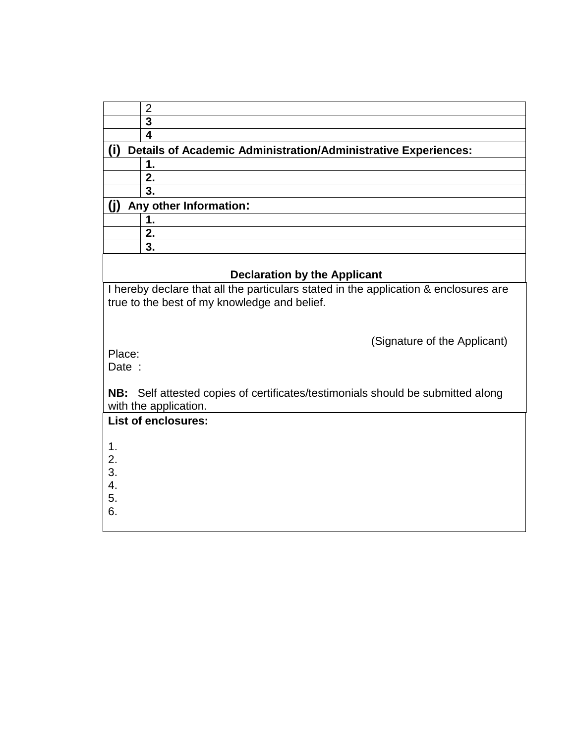| | |
|---|---|
| | 2 |
| | **3** |
| | **4** |
| **(i) Details of Academic Administration/Administrative Experiences:** | |
| | **1.** |
| | **2.** |
| | **3.** |
| **(j) Any other Information:** | |
| | **1.** |
| | **2.** |
| | **3.** |

**Declaration by the Applicant**

I hereby declare that all the particulars stated in the application & enclosures are true to the best of my knowledge and belief.

(Signature of the Applicant)

Place:

Date :

**NB:** Self attested copies of certificates/testimonials should be submitted along with the application.

**List of enclosures:**

1.
2.
3.
4.
5.
6.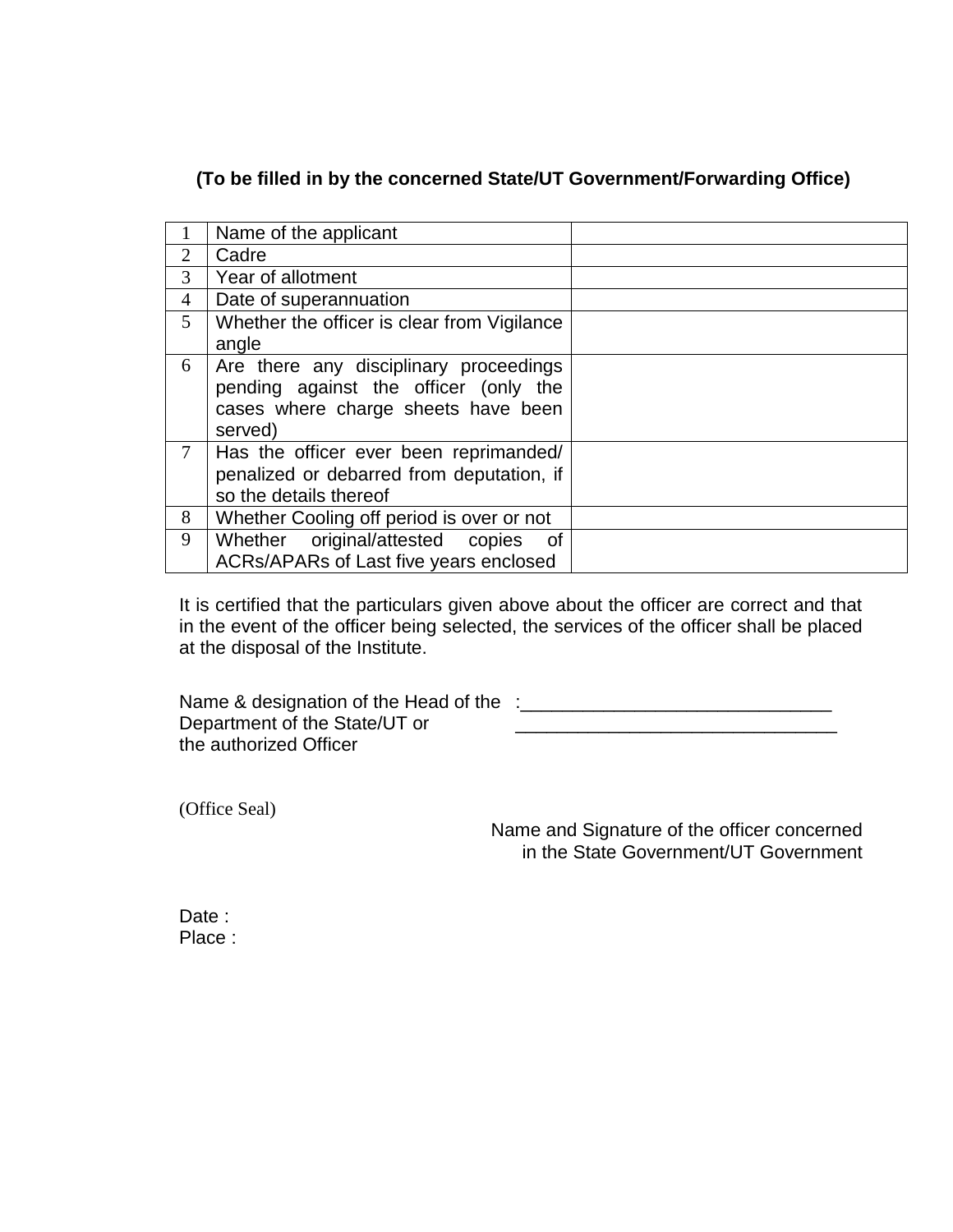**(To be filled in by the concerned State/UT Government/Forwarding Office)**

| | | |
|---|---|---|
| 1 | Name of the applicant | |
| 2 | Cadre | |
| 3 | Year of allotment | |
| 4 | Date of superannuation | |
| 5 | Whether the officer is clear from Vigilance angle | |
| 6 | Are there any disciplinary proceedings pending against the officer (only the cases where charge sheets have been served) | |
| 7 | Has the officer ever been reprimanded/ penalized or debarred from deputation, if so the details thereof | |
| 8 | Whether Cooling off period is over or not | |
| 9 | Whether original/attested copies of ACRs/APARs of Last five years enclosed | |

It is certified that the particulars given above about the officer are correct and that in the event of the officer being selected, the services of the officer shall be placed at the disposal of the Institute.

Name & designation of the Head of the Department of the State/UT or the authorized Officer : ______________________________
______________________________

(Office Seal)

Name and Signature of the officer concerned
in the State Government/UT Government

Date :
Place :